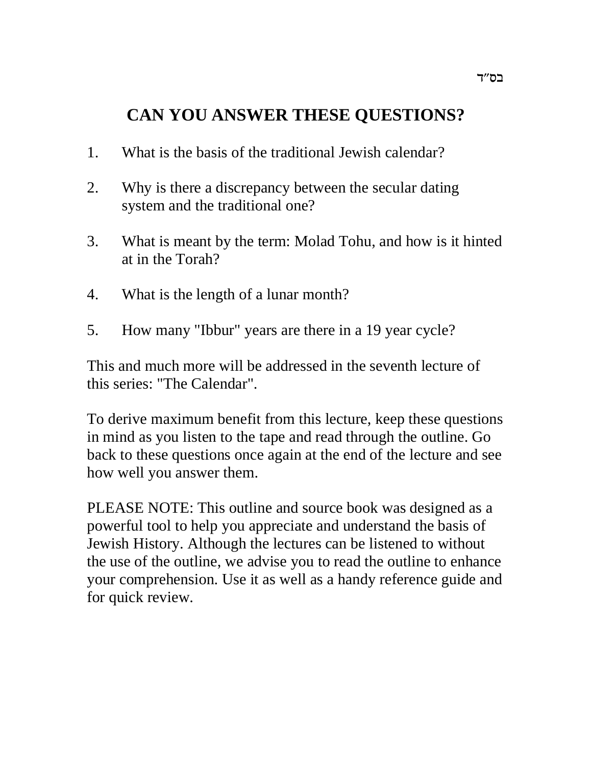בס״ד

# CAN YOU ANSWER THESE QUESTIONS?

1. What is the basis of the traditional Jewish calendar?

2. Why is there a discrepancy between the secular dating system and the traditional one?

3. What is meant by the term: Molad Tohu, and how is it hinted at in the Torah?

4. What is the length of a lunar month?

5. How many "Ibbur" years are there in a 19 year cycle?

This and much more will be addressed in the seventh lecture of this series: "The Calendar".

To derive maximum benefit from this lecture, keep these questions in mind as you listen to the tape and read through the outline. Go back to these questions once again at the end of the lecture and see how well you answer them.

PLEASE NOTE: This outline and source book was designed as a powerful tool to help you appreciate and understand the basis of Jewish History. Although the lectures can be listened to without the use of the outline, we advise you to read the outline to enhance your comprehension. Use it as well as a handy reference guide and for quick review.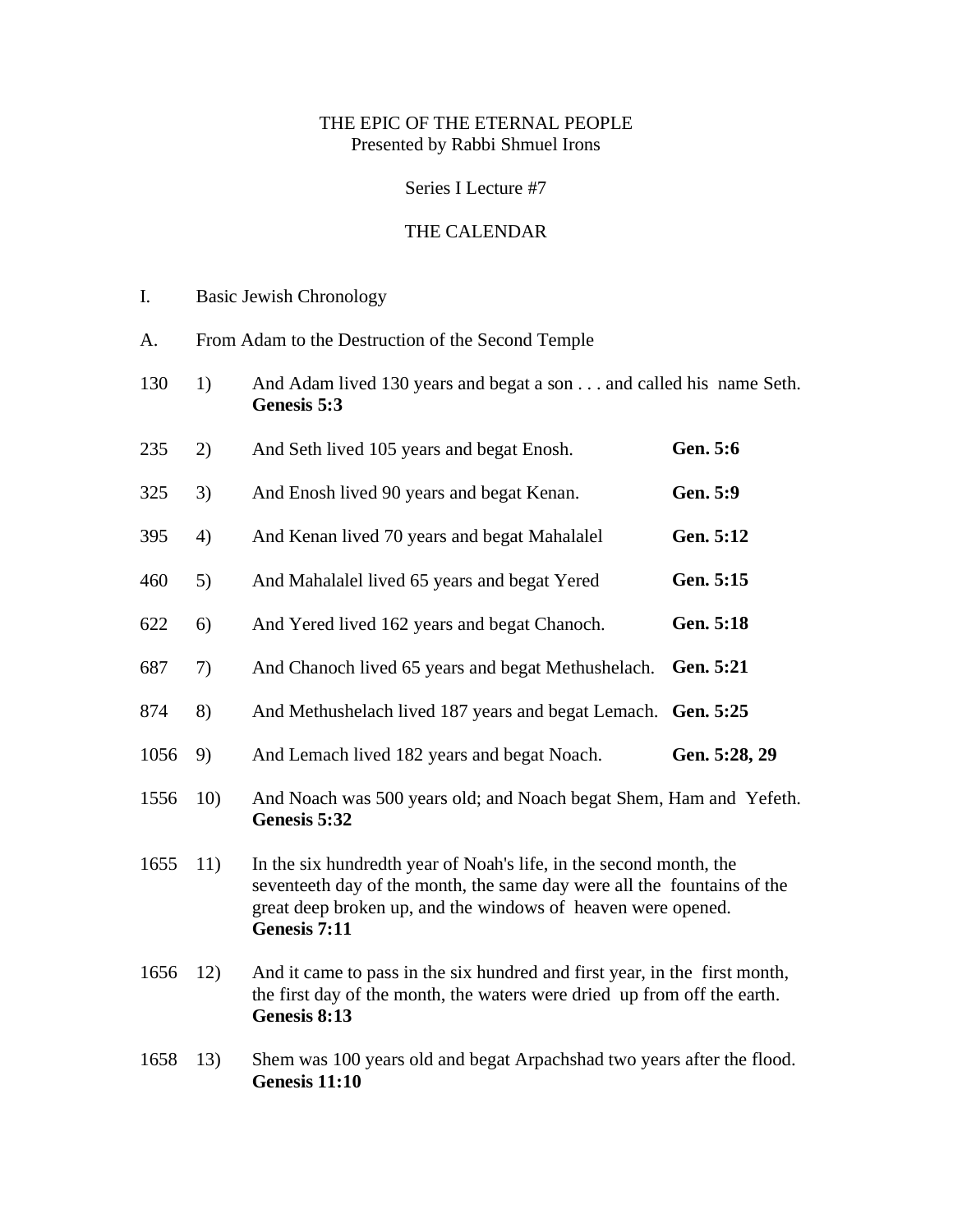THE EPIC OF THE ETERNAL PEOPLE
Presented by Rabbi Shmuel Irons

Series I Lecture #7

# THE CALENDAR

## I. Basic Jewish Chronology

### A. From Adam to the Destruction of the Second Temple

130 1) And Adam lived 130 years and begat a son . . . and called his name Seth. **Genesis 5:3**

235 2) And Seth lived 105 years and begat Enosh. **Gen. 5:6**

325 3) And Enosh lived 90 years and begat Kenan. **Gen. 5:9**

395 4) And Kenan lived 70 years and begat Mahalalel **Gen. 5:12**

460 5) And Mahalalel lived 65 years and begat Yered **Gen. 5:15**

622 6) And Yered lived 162 years and begat Chanoch. **Gen. 5:18**

687 7) And Chanoch lived 65 years and begat Methushelach. **Gen. 5:21**

874 8) And Methushelach lived 187 years and begat Lemach. **Gen. 5:25**

1056 9) And Lemach lived 182 years and begat Noach. **Gen. 5:28, 29**

1556 10) And Noach was 500 years old; and Noach begat Shem, Ham and Yefeth. **Genesis 5:32**

1655 11) In the six hundredth year of Noah's life, in the second month, the seventeeth day of the month, the same day were all the fountains of the great deep broken up, and the windows of heaven were opened. **Genesis 7:11**

1656 12) And it came to pass in the six hundred and first year, in the first month, the first day of the month, the waters were dried up from off the earth. **Genesis 8:13**

1658 13) Shem was 100 years old and begat Arpachshad two years after the flood. **Genesis 11:10**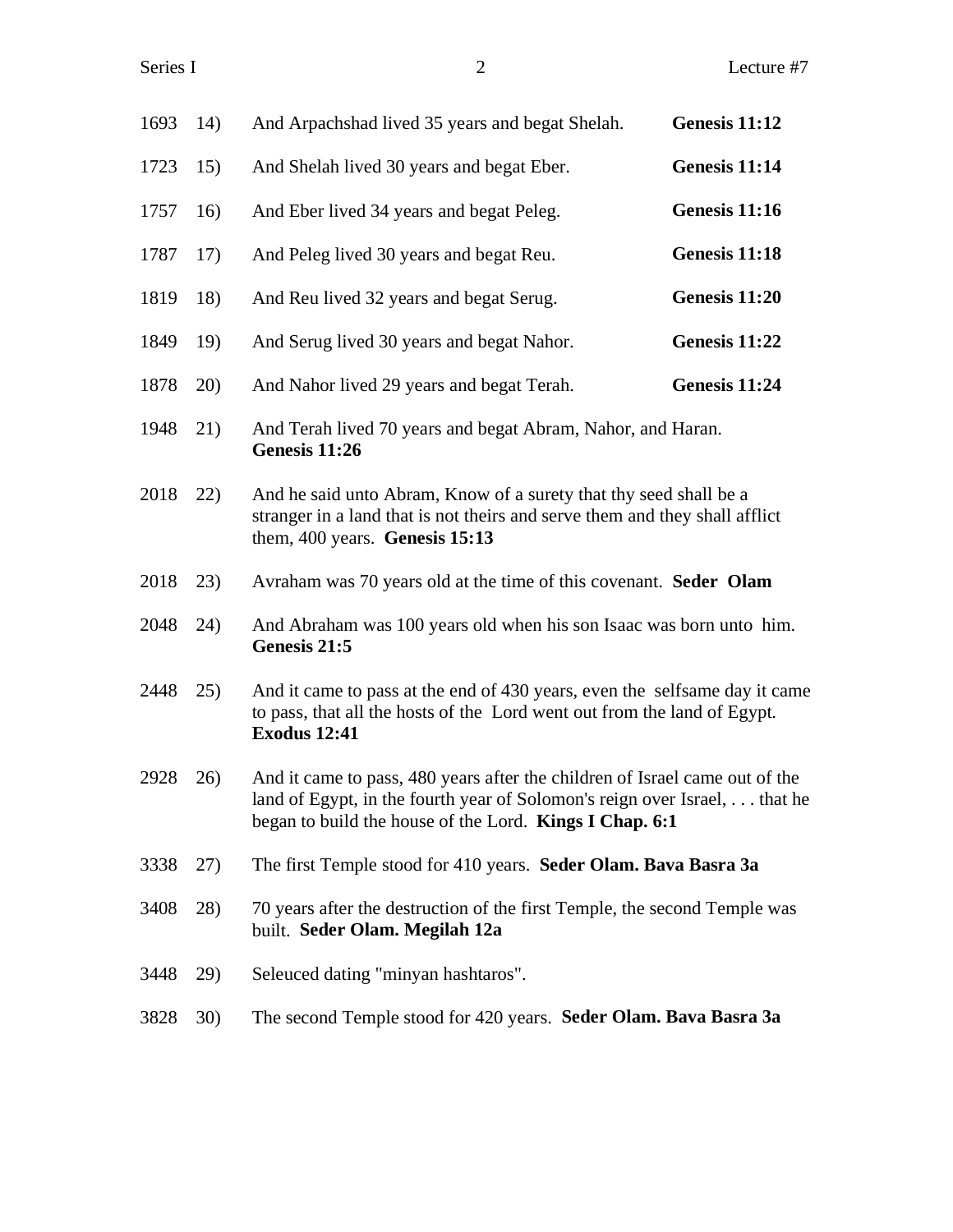1693 14) And Arpachshad lived 35 years and begat Shelah. **Genesis 11:12**

1723 15) And Shelah lived 30 years and begat Eber. **Genesis 11:14**

1757 16) And Eber lived 34 years and begat Peleg. **Genesis 11:16**

1787 17) And Peleg lived 30 years and begat Reu. **Genesis 11:18**

1819 18) And Reu lived 32 years and begat Serug. **Genesis 11:20**

1849 19) And Serug lived 30 years and begat Nahor. **Genesis 11:22**

1878 20) And Nahor lived 29 years and begat Terah. **Genesis 11:24**

1948 21) And Terah lived 70 years and begat Abram, Nahor, and Haran. **Genesis 11:26**

2018 22) And he said unto Abram, Know of a surety that thy seed shall be a stranger in a land that is not theirs and serve them and they shall afflict them, 400 years. **Genesis 15:13**

2018 23) Avraham was 70 years old at the time of this covenant. **Seder Olam**

2048 24) And Abraham was 100 years old when his son Isaac was born unto him. **Genesis 21:5**

2448 25) And it came to pass at the end of 430 years, even the selfsame day it came to pass, that all the hosts of the Lord went out from the land of Egypt. **Exodus 12:41**

2928 26) And it came to pass, 480 years after the children of Israel came out of the land of Egypt, in the fourth year of Solomon's reign over Israel, . . . that he began to build the house of the Lord. **Kings I Chap. 6:1**

3338 27) The first Temple stood for 410 years. **Seder Olam. Bava Basra 3a**

3408 28) 70 years after the destruction of the first Temple, the second Temple was built. **Seder Olam. Megilah 12a**

3448 29) Seleuced dating "minyan hashtaros".

3828 30) The second Temple stood for 420 years. **Seder Olam. Bava Basra 3a**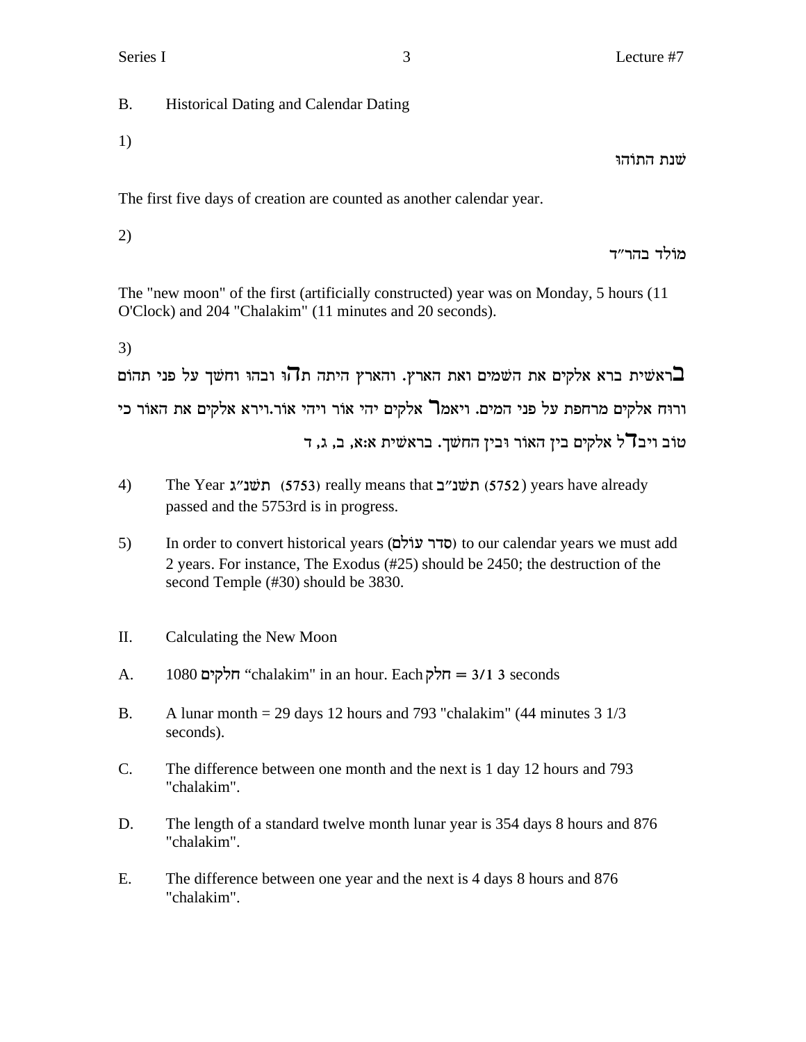B. Historical Dating and Calendar Dating

1)

שׁנת התוֹהוּ

The first five days of creation are counted as another calendar year.

2)

מוֹלד בהר"ד

The "new moon" of the first (artificially constructed) year was on Monday, 5 hours (11 O'Clock) and 204 "Chalakim" (11 minutes and 20 seconds).

3)

בראשית ברא אלקים את השמים ואת הארץ. והארץ היתה תהו ובהו וחשך על פני תהום ורוח אלקים מרחפת על פני המים. ויאמר אלקים יהי אור ויהי אור.וירא אלקים את האור כי טוב ויבדל אלקים בין האור ובין החשך. בראשית א:א, ב, ג, ד

4) The Year תשנ"ג (5753) really means that תשנ"ב (5752) years have already passed and the 5753rd is in progress.

5) In order to convert historical years (סדר עולם) to our calendar years we must add 2 years. For instance, The Exodus (#25) should be 2450; the destruction of the second Temple (#30) should be 3830.

II. Calculating the New Moon

A. 1080 חלקים "chalakim" in an hour. Each חלק = 3/1 3 seconds

B. A lunar month = 29 days 12 hours and 793 "chalakim" (44 minutes 3 1/3 seconds).

C. The difference between one month and the next is 1 day 12 hours and 793 "chalakim".

D. The length of a standard twelve month lunar year is 354 days 8 hours and 876 "chalakim".

E. The difference between one year and the next is 4 days 8 hours and 876 "chalakim".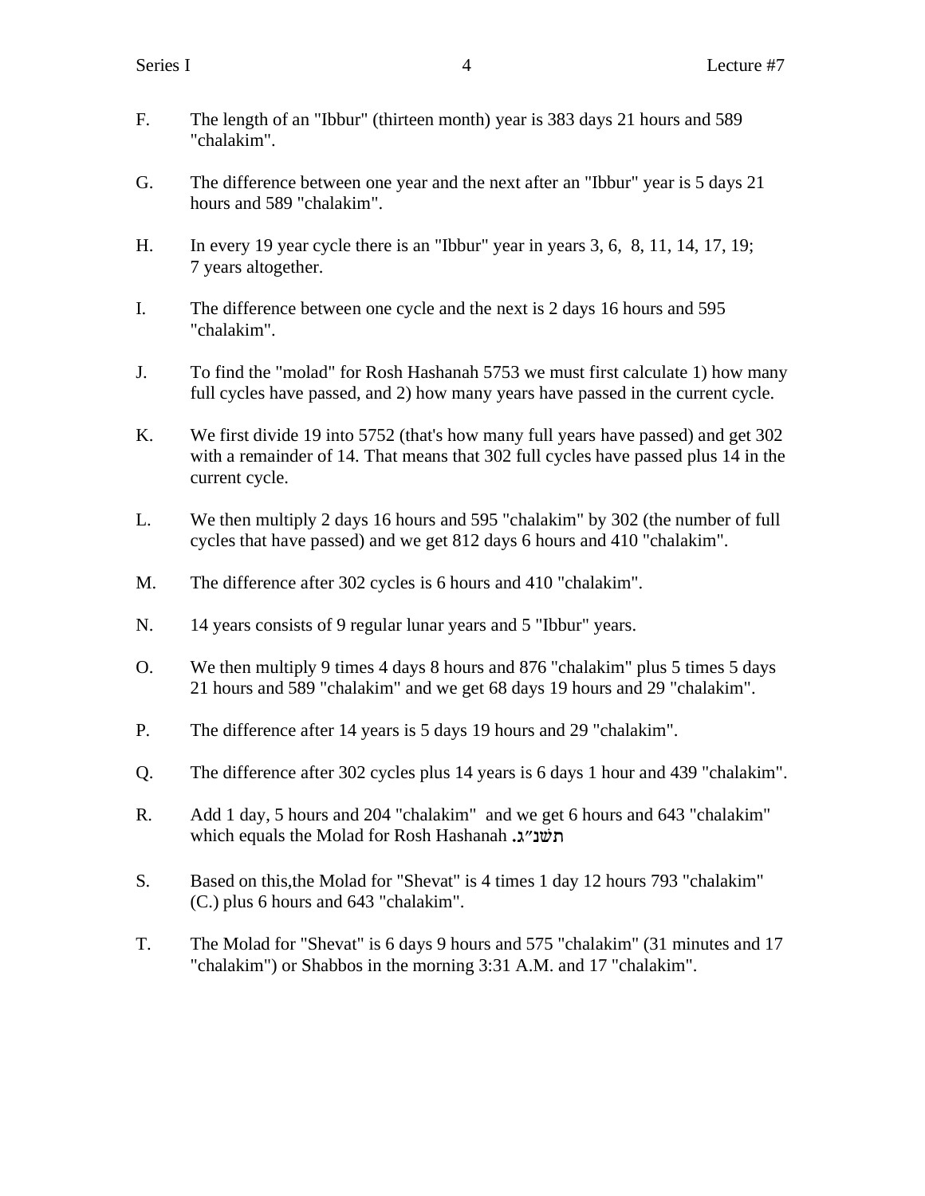F. The length of an "Ibbur" (thirteen month) year is 383 days 21 hours and 589 "chalakim".

G. The difference between one year and the next after an "Ibbur" year is 5 days 21 hours and 589 "chalakim".

H. In every 19 year cycle there is an "Ibbur" year in years 3, 6, 8, 11, 14, 17, 19; 7 years altogether.

I. The difference between one cycle and the next is 2 days 16 hours and 595 "chalakim".

J. To find the "molad" for Rosh Hashanah 5753 we must first calculate 1) how many full cycles have passed, and 2) how many years have passed in the current cycle.

K. We first divide 19 into 5752 (that's how many full years have passed) and get 302 with a remainder of 14. That means that 302 full cycles have passed plus 14 in the current cycle.

L. We then multiply 2 days 16 hours and 595 "chalakim" by 302 (the number of full cycles that have passed) and we get 812 days 6 hours and 410 "chalakim".

M. The difference after 302 cycles is 6 hours and 410 "chalakim".

N. 14 years consists of 9 regular lunar years and 5 "Ibbur" years.

O. We then multiply 9 times 4 days 8 hours and 876 "chalakim" plus 5 times 5 days 21 hours and 589 "chalakim" and we get 68 days 19 hours and 29 "chalakim".

P. The difference after 14 years is 5 days 19 hours and 29 "chalakim".

Q. The difference after 302 cycles plus 14 years is 6 days 1 hour and 439 "chalakim".

R. Add 1 day, 5 hours and 204 "chalakim" and we get 6 hours and 643 "chalakim" which equals the Molad for Rosh Hashanah תשנ"ג.

S. Based on this,the Molad for "Shevat" is 4 times 1 day 12 hours 793 "chalakim" (C.) plus 6 hours and 643 "chalakim".

T. The Molad for "Shevat" is 6 days 9 hours and 575 "chalakim" (31 minutes and 17 "chalakim") or Shabbos in the morning 3:31 A.M. and 17 "chalakim".